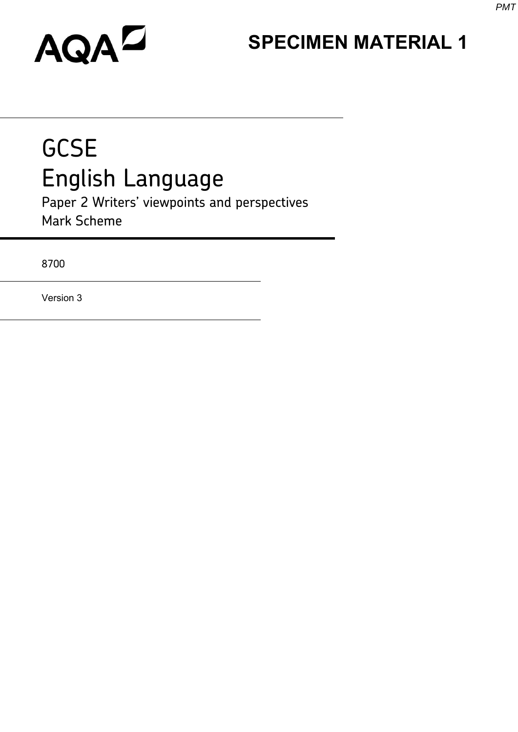AQA

# SPECIMEN MATERIAL 1

# GCSE
# English Language

Paper 2 Writers' viewpoints and perspectives
Mark Scheme

8700

Version 3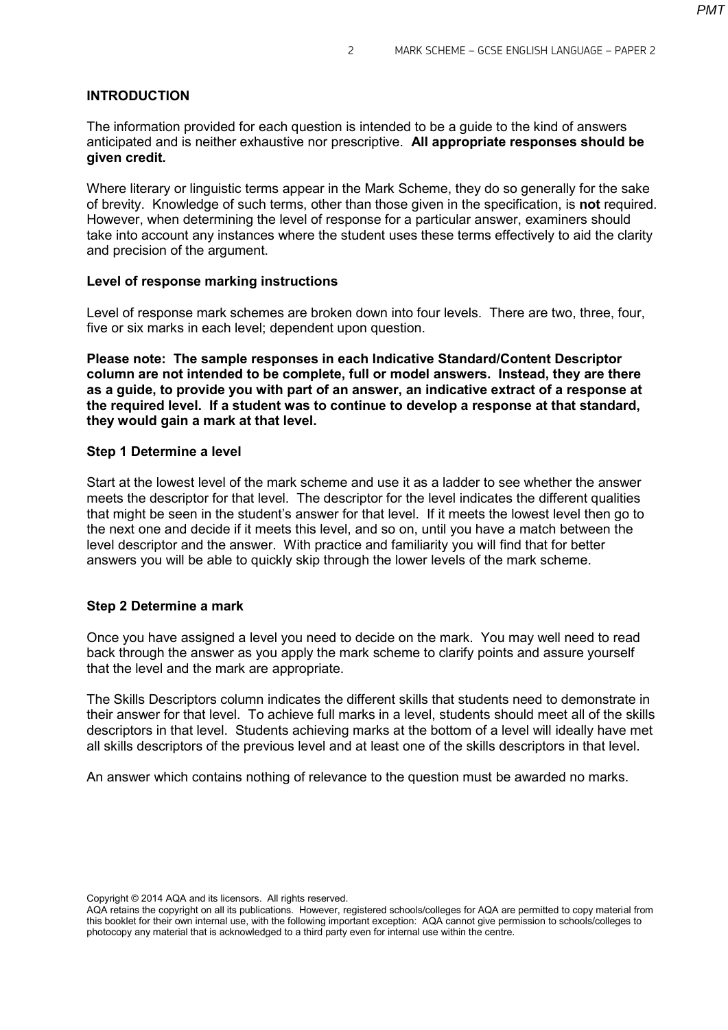## INTRODUCTION

The information provided for each question is intended to be a guide to the kind of answers anticipated and is neither exhaustive nor prescriptive. **All appropriate responses should be given credit.**

Where literary or linguistic terms appear in the Mark Scheme, they do so generally for the sake of brevity. Knowledge of such terms, other than those given in the specification, is **not** required. However, when determining the level of response for a particular answer, examiners should take into account any instances where the student uses these terms effectively to aid the clarity and precision of the argument.

### Level of response marking instructions

Level of response mark schemes are broken down into four levels. There are two, three, four, five or six marks in each level; dependent upon question.

**Please note: The sample responses in each Indicative Standard/Content Descriptor column are not intended to be complete, full or model answers. Instead, they are there as a guide, to provide you with part of an answer, an indicative extract of a response at the required level. If a student was to continue to develop a response at that standard, they would gain a mark at that level.**

### Step 1 Determine a level

Start at the lowest level of the mark scheme and use it as a ladder to see whether the answer meets the descriptor for that level. The descriptor for the level indicates the different qualities that might be seen in the student's answer for that level. If it meets the lowest level then go to the next one and decide if it meets this level, and so on, until you have a match between the level descriptor and the answer. With practice and familiarity you will find that for better answers you will be able to quickly skip through the lower levels of the mark scheme.

### Step 2 Determine a mark

Once you have assigned a level you need to decide on the mark. You may well need to read back through the answer as you apply the mark scheme to clarify points and assure yourself that the level and the mark are appropriate.

The Skills Descriptors column indicates the different skills that students need to demonstrate in their answer for that level. To achieve full marks in a level, students should meet all of the skills descriptors in that level. Students achieving marks at the bottom of a level will ideally have met all skills descriptors of the previous level and at least one of the skills descriptors in that level.

An answer which contains nothing of relevance to the question must be awarded no marks.

Copyright © 2014 AQA and its licensors. All rights reserved.
AQA retains the copyright on all its publications. However, registered schools/colleges for AQA are permitted to copy material from this booklet for their own internal use, with the following important exception: AQA cannot give permission to schools/colleges to photocopy any material that is acknowledged to a third party even for internal use within the centre.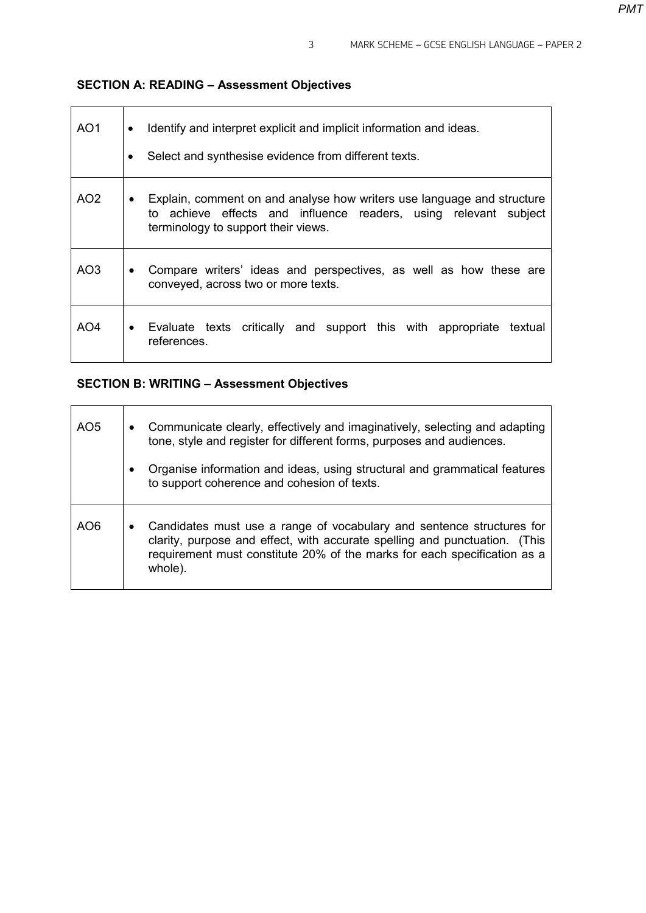**SECTION A: READING – Assessment Objectives**

| | |
|---|---|
| AO1 | • Identify and interpret explicit and implicit information and ideas.<br>• Select and synthesise evidence from different texts. |
| AO2 | • Explain, comment on and analyse how writers use language and structure to achieve effects and influence readers, using relevant subject terminology to support their views. |
| AO3 | • Compare writers' ideas and perspectives, as well as how these are conveyed, across two or more texts. |
| AO4 | • Evaluate texts critically and support this with appropriate textual references. |

**SECTION B: WRITING – Assessment Objectives**

| | |
|---|---|
| AO5 | • Communicate clearly, effectively and imaginatively, selecting and adapting tone, style and register for different forms, purposes and audiences.<br>• Organise information and ideas, using structural and grammatical features to support coherence and cohesion of texts. |
| AO6 | • Candidates must use a range of vocabulary and sentence structures for clarity, purpose and effect, with accurate spelling and punctuation. (This requirement must constitute 20% of the marks for each specification as a whole). |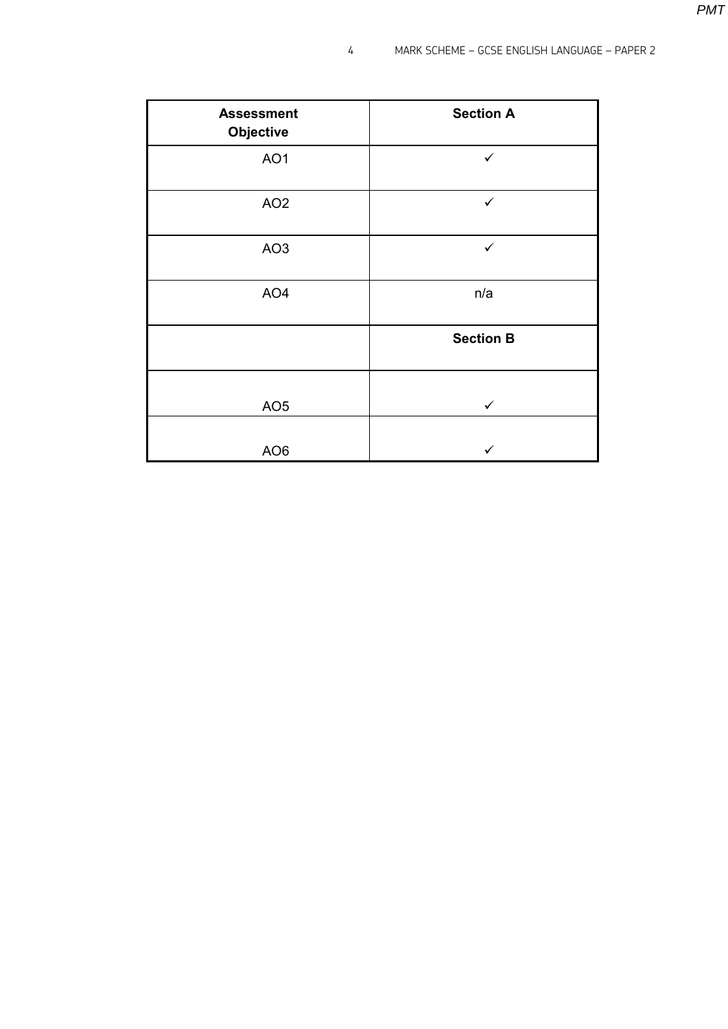| Assessment Objective | Section A |
|---|---|
| AO1 | ✓ |
| AO2 | ✓ |
| AO3 | ✓ |
| AO4 | n/a |
| | **Section B** |
| AO5 | ✓ |
| AO6 | ✓ |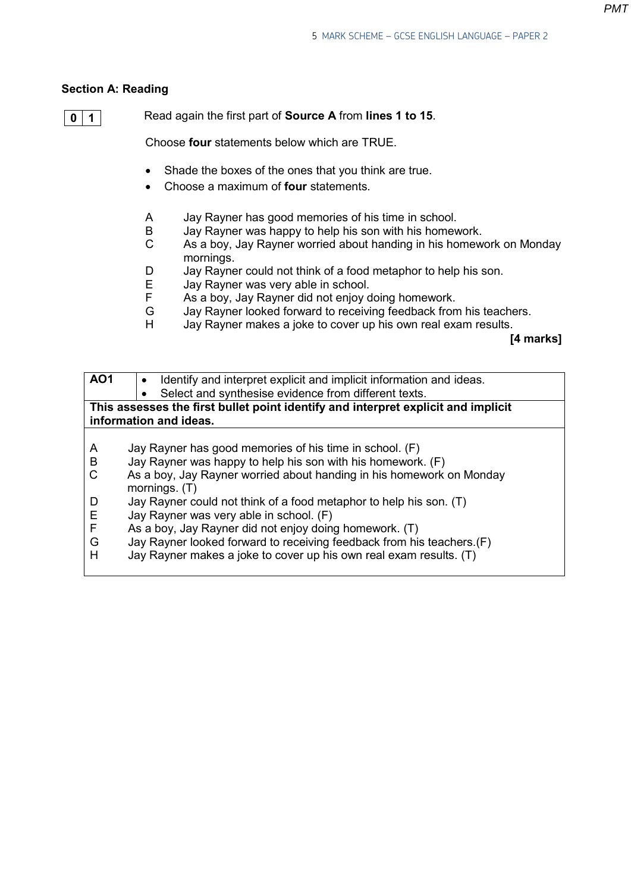## Section A: Reading

**0 1** Read again the first part of **Source A** from **lines 1 to 15**.

Choose **four** statements below which are TRUE.

- Shade the boxes of the ones that you think are true.
- Choose a maximum of **four** statements.

A Jay Rayner has good memories of his time in school.
B Jay Rayner was happy to help his son with his homework.
C As a boy, Jay Rayner worried about handing in his homework on Monday mornings.
D Jay Rayner could not think of a food metaphor to help his son.
E Jay Rayner was very able in school.
F As a boy, Jay Rayner did not enjoy doing homework.
G Jay Rayner looked forward to receiving feedback from his teachers.
H Jay Rayner makes a joke to cover up his own real exam results.

**[4 marks]**

| **AO1** | • Identify and interpret explicit and implicit information and ideas.<br>• Select and synthesise evidence from different texts. |
|---|---|
| **This assesses the first bullet point identify and interpret explicit and implicit information and ideas.** | |
| A Jay Rayner has good memories of his time in school. (F)<br>B Jay Rayner was happy to help his son with his homework. (F)<br>C As a boy, Jay Rayner worried about handing in his homework on Monday mornings. (T)<br>D Jay Rayner could not think of a food metaphor to help his son. (T)<br>E Jay Rayner was very able in school. (F)<br>F As a boy, Jay Rayner did not enjoy doing homework. (T)<br>G Jay Rayner looked forward to receiving feedback from his teachers.(F)<br>H Jay Rayner makes a joke to cover up his own real exam results. (T) | |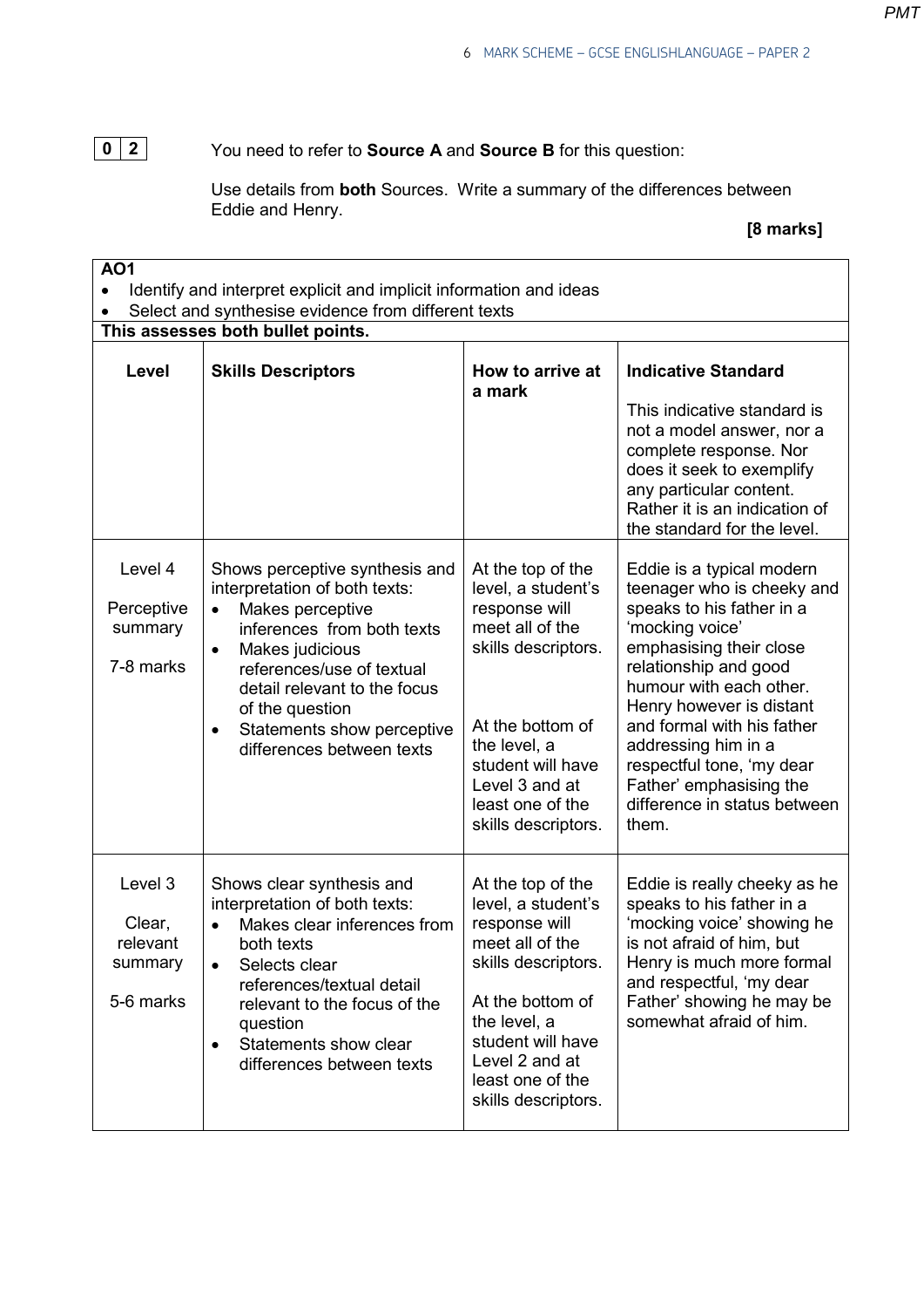**0 2** You need to refer to **Source A** and **Source B** for this question:

Use details from **both** Sources. Write a summary of the differences between Eddie and Henry.

**[8 marks]**

**AO1**

- Identify and interpret explicit and implicit information and ideas
- Select and synthesise evidence from different texts

**This assesses both bullet points.**

| Level | Skills Descriptors | How to arrive at a mark | Indicative Standard<br><br>This indicative standard is not a model answer, nor a complete response. Nor does it seek to exemplify any particular content. Rather it is an indication of the standard for the level. |
|---|---|---|---|
| Level 4<br><br>Perceptive summary<br><br>7-8 marks | Shows perceptive synthesis and interpretation of both texts:<br>• Makes perceptive inferences from both texts<br>• Makes judicious references/use of textual detail relevant to the focus of the question<br>• Statements show perceptive differences between texts | At the top of the level, a student's response will meet all of the skills descriptors.<br><br>At the bottom of the level, a student will have Level 3 and at least one of the skills descriptors. | Eddie is a typical modern teenager who is cheeky and speaks to his father in a 'mocking voice' emphasising their close relationship and good humour with each other. Henry however is distant and formal with his father addressing him in a respectful tone, 'my dear Father' emphasising the difference in status between them. |
| Level 3<br><br>Clear, relevant summary<br><br>5-6 marks | Shows clear synthesis and interpretation of both texts:<br>• Makes clear inferences from both texts<br>• Selects clear references/textual detail relevant to the focus of the question<br>• Statements show clear differences between texts | At the top of the level, a student's response will meet all of the skills descriptors.<br><br>At the bottom of the level, a student will have Level 2 and at least one of the skills descriptors. | Eddie is really cheeky as he speaks to his father in a 'mocking voice' showing he is not afraid of him, but Henry is much more formal and respectful, 'my dear Father' showing he may be somewhat afraid of him. |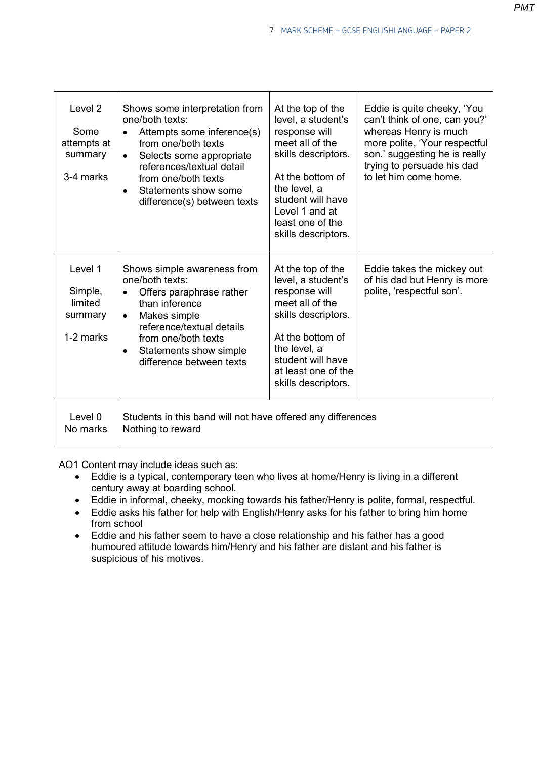| | | | |
|---|---|---|---|
| Level 2<br><br>Some attempts at summary<br><br>3-4 marks | Shows some interpretation from one/both texts:<br>• Attempts some inference(s) from one/both texts<br>• Selects some appropriate references/textual detail from one/both texts<br>• Statements show some difference(s) between texts | At the top of the level, a student's response will meet all of the skills descriptors.<br><br>At the bottom of the level, a student will have Level 1 and at least one of the skills descriptors. | Eddie is quite cheeky, 'You can't think of one, can you?' whereas Henry is much more polite, 'Your respectful son.' suggesting he is really trying to persuade his dad to let him come home. |
| Level 1<br><br>Simple, limited summary<br><br>1-2 marks | Shows simple awareness from one/both texts:<br>• Offers paraphrase rather than inference<br>• Makes simple reference/textual details from one/both texts<br>• Statements show simple difference between texts | At the top of the level, a student's response will meet all of the skills descriptors.<br><br>At the bottom of the level, a student will have at least one of the skills descriptors. | Eddie takes the mickey out of his dad but Henry is more polite, 'respectful son'. |
| Level 0<br>No marks | Students in this band will not have offered any differences<br>Nothing to reward | | |

AO1 Content may include ideas such as:

- Eddie is a typical, contemporary teen who lives at home/Henry is living in a different century away at boarding school.
- Eddie in informal, cheeky, mocking towards his father/Henry is polite, formal, respectful.
- Eddie asks his father for help with English/Henry asks for his father to bring him home from school
- Eddie and his father seem to have a close relationship and his father has a good humoured attitude towards him/Henry and his father are distant and his father is suspicious of his motives.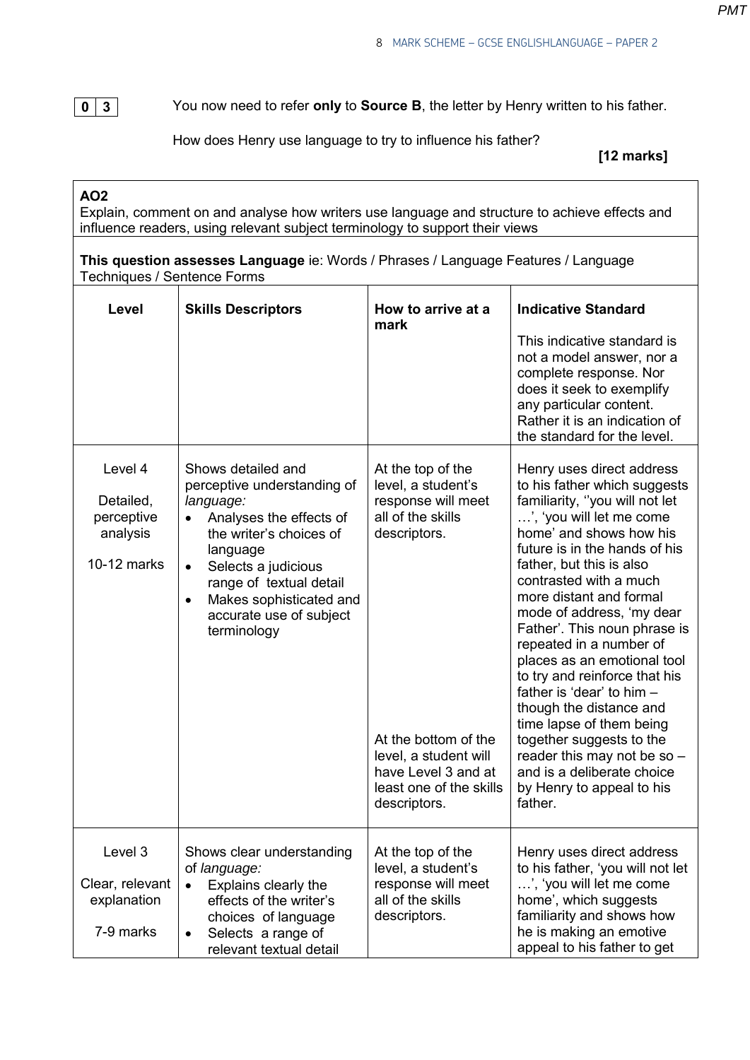**0 3** You now need to refer **only** to **Source B**, the letter by Henry written to his father.

How does Henry use language to try to influence his father?

**[12 marks]**

**AO2**
Explain, comment on and analyse how writers use language and structure to achieve effects and influence readers, using relevant subject terminology to support their views

**This question assesses Language** ie: Words / Phrases / Language Features / Language Techniques / Sentence Forms

| Level | Skills Descriptors | How to arrive at a mark | Indicative Standard<br><br>This indicative standard is not a model answer, nor a complete response. Nor does it seek to exemplify any particular content. Rather it is an indication of the standard for the level. |
|---|---|---|---|
| Level 4<br><br>Detailed, perceptive analysis<br><br>10-12 marks | Shows detailed and perceptive understanding of *language:*<br>• Analyses the effects of the writer's choices of language<br>• Selects a judicious range of textual detail<br>• Makes sophisticated and accurate use of subject terminology | At the top of the level, a student's response will meet all of the skills descriptors.<br><br>At the bottom of the level, a student will have Level 3 and at least one of the skills descriptors. | Henry uses direct address to his father which suggests familiarity, ''you will not let …', 'you will let me come home' and shows how his future is in the hands of his father, but this is also contrasted with a much more distant and formal mode of address, 'my dear Father'. This noun phrase is repeated in a number of places as an emotional tool to try and reinforce that his father is 'dear' to him – though the distance and time lapse of them being together suggests to the reader this may not be so – and is a deliberate choice by Henry to appeal to his father. |
| Level 3<br><br>Clear, relevant explanation<br><br>7-9 marks | Shows clear understanding of *language:*<br>• Explains clearly the effects of the writer's choices of language<br>• Selects a range of relevant textual detail | At the top of the level, a student's response will meet all of the skills descriptors. | Henry uses direct address to his father, 'you will not let …', 'you will let me come home', which suggests familiarity and shows how he is making an emotive appeal to his father to get |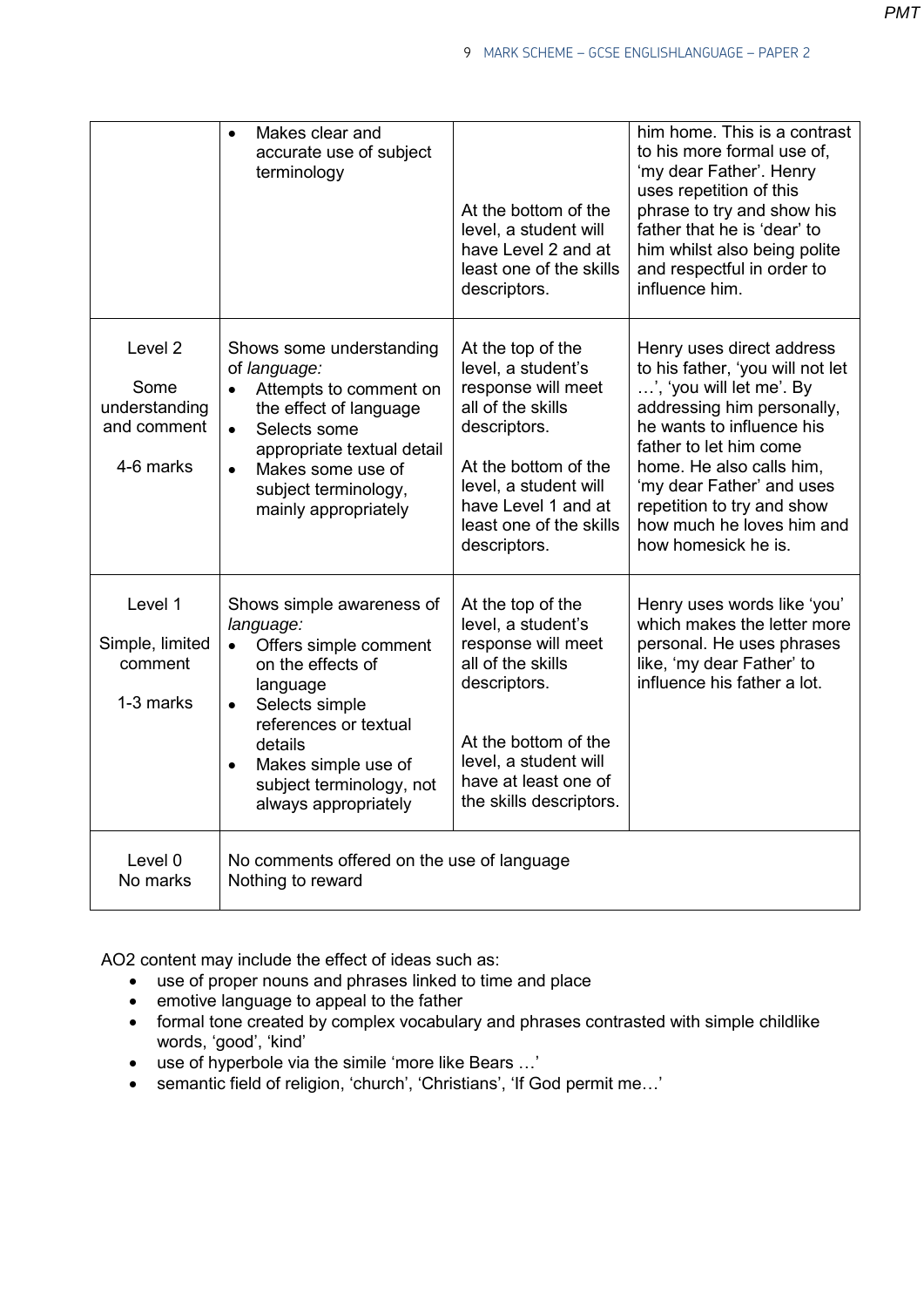| | | | |
|---|---|---|---|
| | • Makes clear and accurate use of subject terminology | At the bottom of the level, a student will have Level 2 and at least one of the skills descriptors. | him home. This is a contrast to his more formal use of, 'my dear Father'. Henry uses repetition of this phrase to try and show his father that he is 'dear' to him whilst also being polite and respectful in order to influence him. |
| Level 2<br><br>Some understanding and comment<br><br>4-6 marks | Shows some understanding of *language:*<br>• Attempts to comment on the effect of language<br>• Selects some appropriate textual detail<br>• Makes some use of subject terminology, mainly appropriately | At the top of the level, a student's response will meet all of the skills descriptors.<br><br>At the bottom of the level, a student will have Level 1 and at least one of the skills descriptors. | Henry uses direct address to his father, 'you will not let …', 'you will let me'. By addressing him personally, he wants to influence his father to let him come home. He also calls him, 'my dear Father' and uses repetition to try and show how much he loves him and how homesick he is. |
| Level 1<br><br>Simple, limited comment<br><br>1-3 marks | Shows simple awareness of *language:*<br>• Offers simple comment on the effects of language<br>• Selects simple references or textual details<br>• Makes simple use of subject terminology, not always appropriately | At the top of the level, a student's response will meet all of the skills descriptors.<br><br>At the bottom of the level, a student will have at least one of the skills descriptors. | Henry uses words like 'you' which makes the letter more personal. He uses phrases like, 'my dear Father' to influence his father a lot. |
| Level 0<br>No marks | No comments offered on the use of language<br>Nothing to reward | | |

AO2 content may include the effect of ideas such as:

- use of proper nouns and phrases linked to time and place
- emotive language to appeal to the father
- formal tone created by complex vocabulary and phrases contrasted with simple childlike words, 'good', 'kind'
- use of hyperbole via the simile 'more like Bears …'
- semantic field of religion, 'church', 'Christians', 'If God permit me…'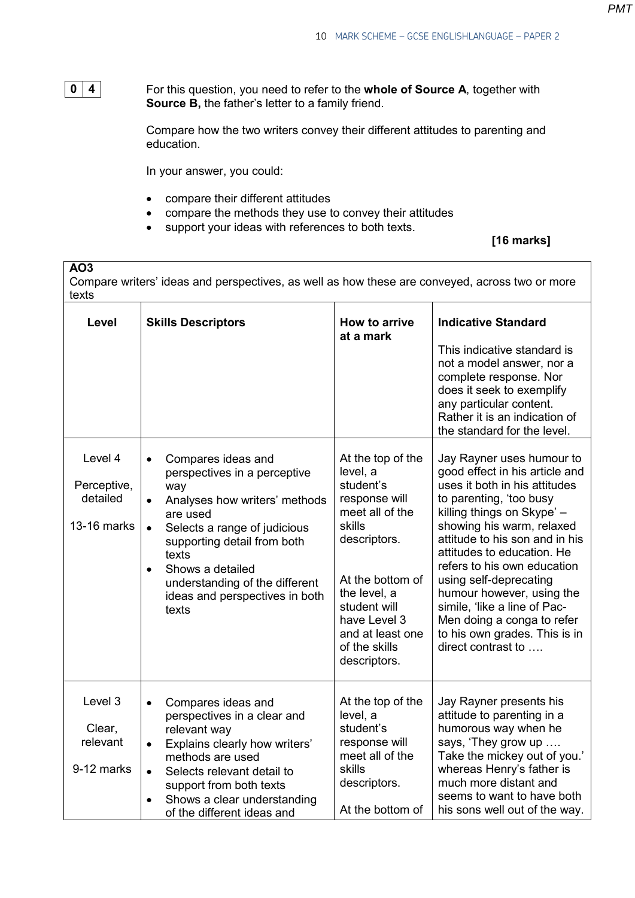**0 4** For this question, you need to refer to the **whole of Source A**, together with **Source B,** the father's letter to a family friend.

Compare how the two writers convey their different attitudes to parenting and education.

In your answer, you could:

- compare their different attitudes
- compare the methods they use to convey their attitudes
- support your ideas with references to both texts.

**[16 marks]**

**AO3**
Compare writers' ideas and perspectives, as well as how these are conveyed, across two or more texts

| Level | Skills Descriptors | How to arrive at a mark | Indicative Standard |
|---|---|---|---|
| | | | This indicative standard is not a model answer, nor a complete response. Nor does it seek to exemplify any particular content. Rather it is an indication of the standard for the level. |
| Level 4<br><br>Perceptive, detailed<br><br>13-16 marks | • Compares ideas and perspectives in a perceptive way<br>• Analyses how writers' methods are used<br>• Selects a range of judicious supporting detail from both texts<br>• Shows a detailed understanding of the different ideas and perspectives in both texts | At the top of the level, a student's response will meet all of the skills descriptors.<br><br>At the bottom of the level, a student will have Level 3 and at least one of the skills descriptors. | Jay Rayner uses humour to good effect in his article and uses it both in his attitudes to parenting, 'too busy killing things on Skype' – showing his warm, relaxed attitude to his son and in his attitudes to education. He refers to his own education using self-deprecating humour however, using the simile, 'like a line of Pac-Men doing a conga to refer to his own grades. This is in direct contrast to …. |
| Level 3<br><br>Clear, relevant<br><br>9-12 marks | • Compares ideas and perspectives in a clear and relevant way<br>• Explains clearly how writers' methods are used<br>• Selects relevant detail to support from both texts<br>• Shows a clear understanding of the different ideas and | At the top of the level, a student's response will meet all of the skills descriptors.<br><br>At the bottom of | Jay Rayner presents his attitude to parenting in a humorous way when he says, 'They grow up …. Take the mickey out of you.' whereas Henry's father is much more distant and seems to want to have both his sons well out of the way. |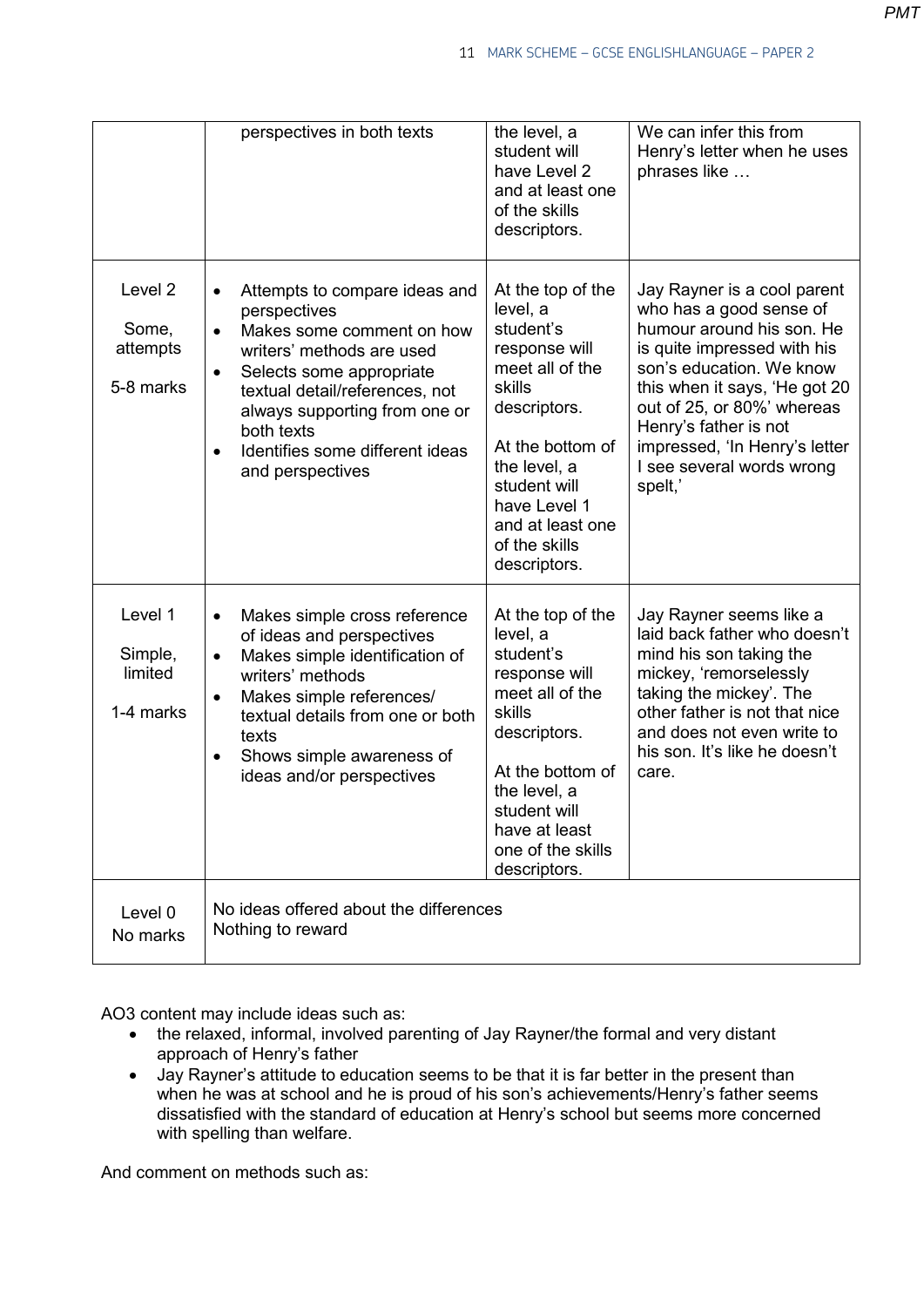| | | | |
|---|---|---|---|
| | perspectives in both texts | the level, a student will have Level 2 and at least one of the skills descriptors. | We can infer this from Henry's letter when he uses phrases like … |
| Level 2<br><br>Some, attempts<br><br>5-8 marks | • Attempts to compare ideas and perspectives<br>• Makes some comment on how writers' methods are used<br>• Selects some appropriate textual detail/references, not always supporting from one or both texts<br>• Identifies some different ideas and perspectives | At the top of the level, a student's response will meet all of the skills descriptors.<br><br>At the bottom of the level, a student will have Level 1 and at least one of the skills descriptors. | Jay Rayner is a cool parent who has a good sense of humour around his son. He is quite impressed with his son's education. We know this when it says, 'He got 20 out of 25, or 80%' whereas Henry's father is not impressed, 'In Henry's letter I see several words wrong spelt,' |
| Level 1<br><br>Simple, limited<br><br>1-4 marks | • Makes simple cross reference of ideas and perspectives<br>• Makes simple identification of writers' methods<br>• Makes simple references/ textual details from one or both texts<br>• Shows simple awareness of ideas and/or perspectives | At the top of the level, a student's response will meet all of the skills descriptors.<br><br>At the bottom of the level, a student will have at least one of the skills descriptors. | Jay Rayner seems like a laid back father who doesn't mind his son taking the mickey, 'remorselessly taking the mickey'. The other father is not that nice and does not even write to his son. It's like he doesn't care. |
| Level 0<br>No marks | No ideas offered about the differences<br>Nothing to reward | | |

AO3 content may include ideas such as:

- the relaxed, informal, involved parenting of Jay Rayner/the formal and very distant approach of Henry's father
- Jay Rayner's attitude to education seems to be that it is far better in the present than when he was at school and he is proud of his son's achievements/Henry's father seems dissatisfied with the standard of education at Henry's school but seems more concerned with spelling than welfare.

And comment on methods such as: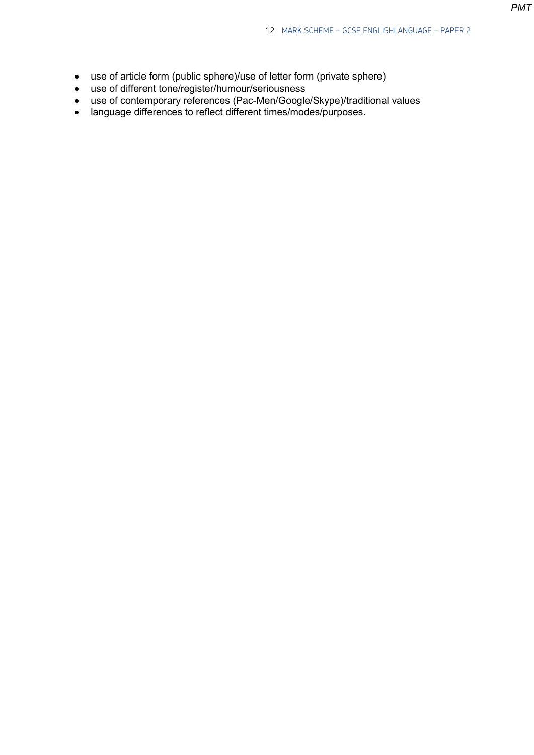- use of article form (public sphere)/use of letter form (private sphere)
- use of different tone/register/humour/seriousness
- use of contemporary references (Pac-Men/Google/Skype)/traditional values
- language differences to reflect different times/modes/purposes.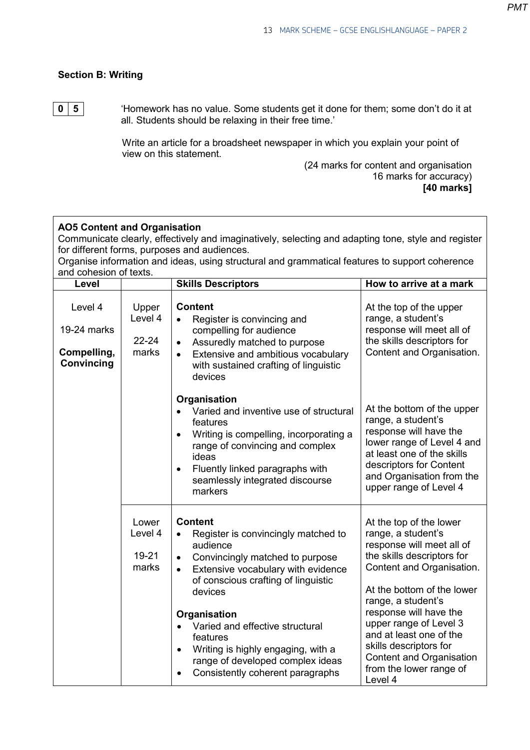## Section B: Writing

**0 5** ‘Homework has no value. Some students get it done for them; some don’t do it at all. Students should be relaxing in their free time.’

Write an article for a broadsheet newspaper in which you explain your point of view on this statement.

(24 marks for content and organisation
16 marks for accuracy)
**[40 marks]**

**AO5 Content and Organisation**
Communicate clearly, effectively and imaginatively, selecting and adapting tone, style and register for different forms, purposes and audiences.
Organise information and ideas, using structural and grammatical features to support coherence and cohesion of texts.

| Level | | Skills Descriptors | How to arrive at a mark |
|---|---|---|---|
| Level 4<br><br>19-24 marks<br><br>**Compelling, Convincing** | Upper Level 4<br><br>22-24 marks | **Content**<br>• Register is convincing and compelling for audience<br>• Assuredly matched to purpose<br>• Extensive and ambitious vocabulary with sustained crafting of linguistic devices<br><br>**Organisation**<br>• Varied and inventive use of structural features<br>• Writing is compelling, incorporating a range of convincing and complex ideas<br>• Fluently linked paragraphs with seamlessly integrated discourse markers | At the top of the upper range, a student’s response will meet all of the skills descriptors for Content and Organisation.<br><br>At the bottom of the upper range, a student’s response will have the lower range of Level 4 and at least one of the skills descriptors for Content and Organisation from the upper range of Level 4 |
| | Lower Level 4<br><br>19-21 marks | **Content**<br>• Register is convincingly matched to audience<br>• Convincingly matched to purpose<br>• Extensive vocabulary with evidence of conscious crafting of linguistic devices<br><br>**Organisation**<br>• Varied and effective structural features<br>• Writing is highly engaging, with a range of developed complex ideas<br>• Consistently coherent paragraphs | At the top of the lower range, a student’s response will meet all of the skills descriptors for Content and Organisation.<br><br>At the bottom of the lower range, a student’s response will have the upper range of Level 3 and at least one of the skills descriptors for Content and Organisation from the lower range of Level 4 |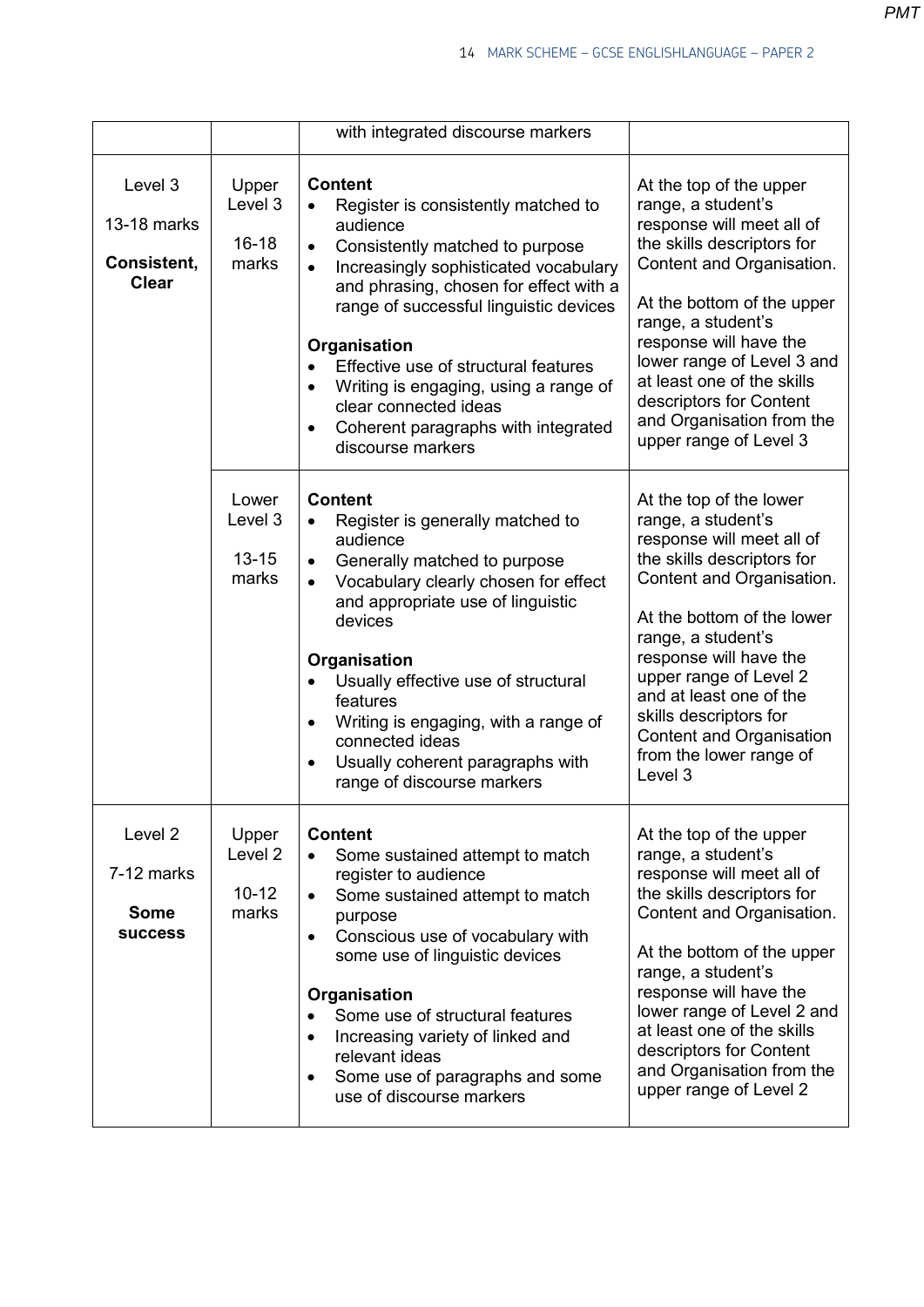| | | | |
|---|---|---|---|
| | | with integrated discourse markers | |
| Level 3<br><br>13-18 marks<br><br>**Consistent, Clear** | Upper Level 3<br><br>16-18 marks | **Content**<br>• Register is consistently matched to audience<br>• Consistently matched to purpose<br>• Increasingly sophisticated vocabulary and phrasing, chosen for effect with a range of successful linguistic devices<br><br>**Organisation**<br>• Effective use of structural features<br>• Writing is engaging, using a range of clear connected ideas<br>• Coherent paragraphs with integrated discourse markers | At the top of the upper range, a student's response will meet all of the skills descriptors for Content and Organisation.<br><br>At the bottom of the upper range, a student's response will have the lower range of Level 3 and at least one of the skills descriptors for Content and Organisation from the upper range of Level 3 |
| | Lower Level 3<br><br>13-15 marks | **Content**<br>• Register is generally matched to audience<br>• Generally matched to purpose<br>• Vocabulary clearly chosen for effect and appropriate use of linguistic devices<br><br>**Organisation**<br>• Usually effective use of structural features<br>• Writing is engaging, with a range of connected ideas<br>• Usually coherent paragraphs with range of discourse markers | At the top of the lower range, a student's response will meet all of the skills descriptors for Content and Organisation.<br><br>At the bottom of the lower range, a student's response will have the upper range of Level 2 and at least one of the skills descriptors for Content and Organisation from the lower range of Level 3 |
| Level 2<br><br>7-12 marks<br><br>**Some success** | Upper Level 2<br><br>10-12 marks | **Content**<br>• Some sustained attempt to match register to audience<br>• Some sustained attempt to match purpose<br>• Conscious use of vocabulary with some use of linguistic devices<br><br>**Organisation**<br>• Some use of structural features<br>• Increasing variety of linked and relevant ideas<br>• Some use of paragraphs and some use of discourse markers | At the top of the upper range, a student's response will meet all of the skills descriptors for Content and Organisation.<br><br>At the bottom of the upper range, a student's response will have the lower range of Level 2 and at least one of the skills descriptors for Content and Organisation from the upper range of Level 2 |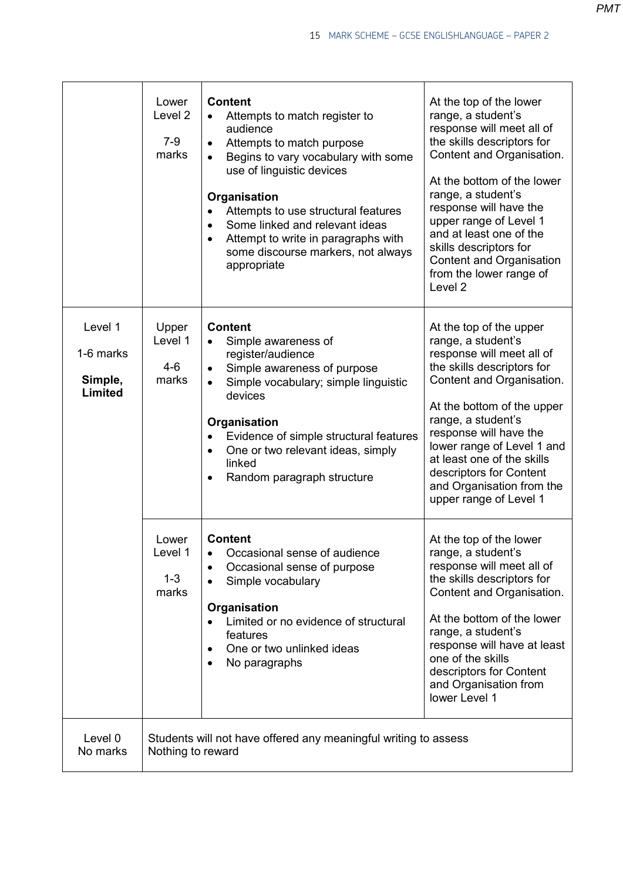| | | | |
|---|---|---|---|
| | Lower Level 2<br><br>7-9 marks | **Content**<br>• Attempts to match register to audience<br>• Attempts to match purpose<br>• Begins to vary vocabulary with some use of linguistic devices<br><br>**Organisation**<br>• Attempts to use structural features<br>• Some linked and relevant ideas<br>• Attempt to write in paragraphs with some discourse markers, not always appropriate | At the top of the lower range, a student's response will meet all of the skills descriptors for Content and Organisation.<br><br>At the bottom of the lower range, a student's response will have the upper range of Level 1 and at least one of the skills descriptors for Content and Organisation from the lower range of Level 2 |
| Level 1<br><br>1-6 marks<br><br>**Simple, Limited** | Upper Level 1<br><br>4-6 marks | **Content**<br>• Simple awareness of register/audience<br>• Simple awareness of purpose<br>• Simple vocabulary; simple linguistic devices<br><br>**Organisation**<br>• Evidence of simple structural features<br>• One or two relevant ideas, simply linked<br>• Random paragraph structure | At the top of the upper range, a student's response will meet all of the skills descriptors for Content and Organisation.<br><br>At the bottom of the upper range, a student's response will have the lower range of Level 1 and at least one of the skills descriptors for Content and Organisation from the upper range of Level 1 |
| | Lower Level 1<br><br>1-3 marks | **Content**<br>• Occasional sense of audience<br>• Occasional sense of purpose<br>• Simple vocabulary<br><br>**Organisation**<br>• Limited or no evidence of structural features<br>• One or two unlinked ideas<br>• No paragraphs | At the top of the lower range, a student's response will meet all of the skills descriptors for Content and Organisation.<br><br>At the bottom of the lower range, a student's response will have at least one of the skills descriptors for Content and Organisation from lower Level 1 |
| Level 0<br>No marks | Students will not have offered any meaningful writing to assess<br>Nothing to reward | | |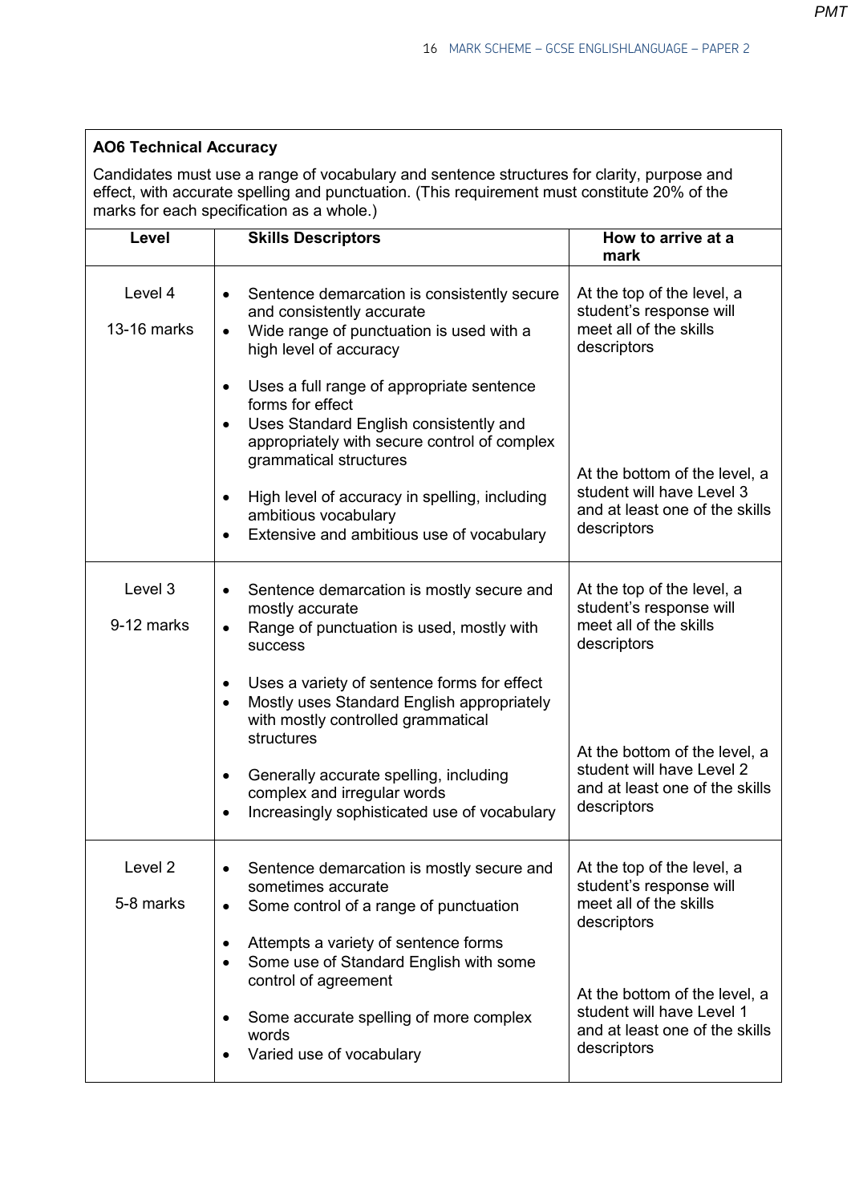**AO6 Technical Accuracy**

Candidates must use a range of vocabulary and sentence structures for clarity, purpose and effect, with accurate spelling and punctuation. (This requirement must constitute 20% of the marks for each specification as a whole.)

| Level | Skills Descriptors | How to arrive at a mark |
|---|---|---|
| Level 4<br><br>13-16 marks | • Sentence demarcation is consistently secure and consistently accurate<br>• Wide range of punctuation is used with a high level of accuracy<br><br>• Uses a full range of appropriate sentence forms for effect<br>• Uses Standard English consistently and appropriately with secure control of complex grammatical structures<br><br>• High level of accuracy in spelling, including ambitious vocabulary<br>• Extensive and ambitious use of vocabulary | At the top of the level, a student's response will meet all of the skills descriptors<br><br>At the bottom of the level, a student will have Level 3 and at least one of the skills descriptors |
| Level 3<br><br>9-12 marks | • Sentence demarcation is mostly secure and mostly accurate<br>• Range of punctuation is used, mostly with success<br><br>• Uses a variety of sentence forms for effect<br>• Mostly uses Standard English appropriately with mostly controlled grammatical structures<br><br>• Generally accurate spelling, including complex and irregular words<br>• Increasingly sophisticated use of vocabulary | At the top of the level, a student's response will meet all of the skills descriptors<br><br>At the bottom of the level, a student will have Level 2 and at least one of the skills descriptors |
| Level 2<br><br>5-8 marks | • Sentence demarcation is mostly secure and sometimes accurate<br>• Some control of a range of punctuation<br><br>• Attempts a variety of sentence forms<br>• Some use of Standard English with some control of agreement<br><br>• Some accurate spelling of more complex words<br>• Varied use of vocabulary | At the top of the level, a student's response will meet all of the skills descriptors<br><br>At the bottom of the level, a student will have Level 1 and at least one of the skills descriptors |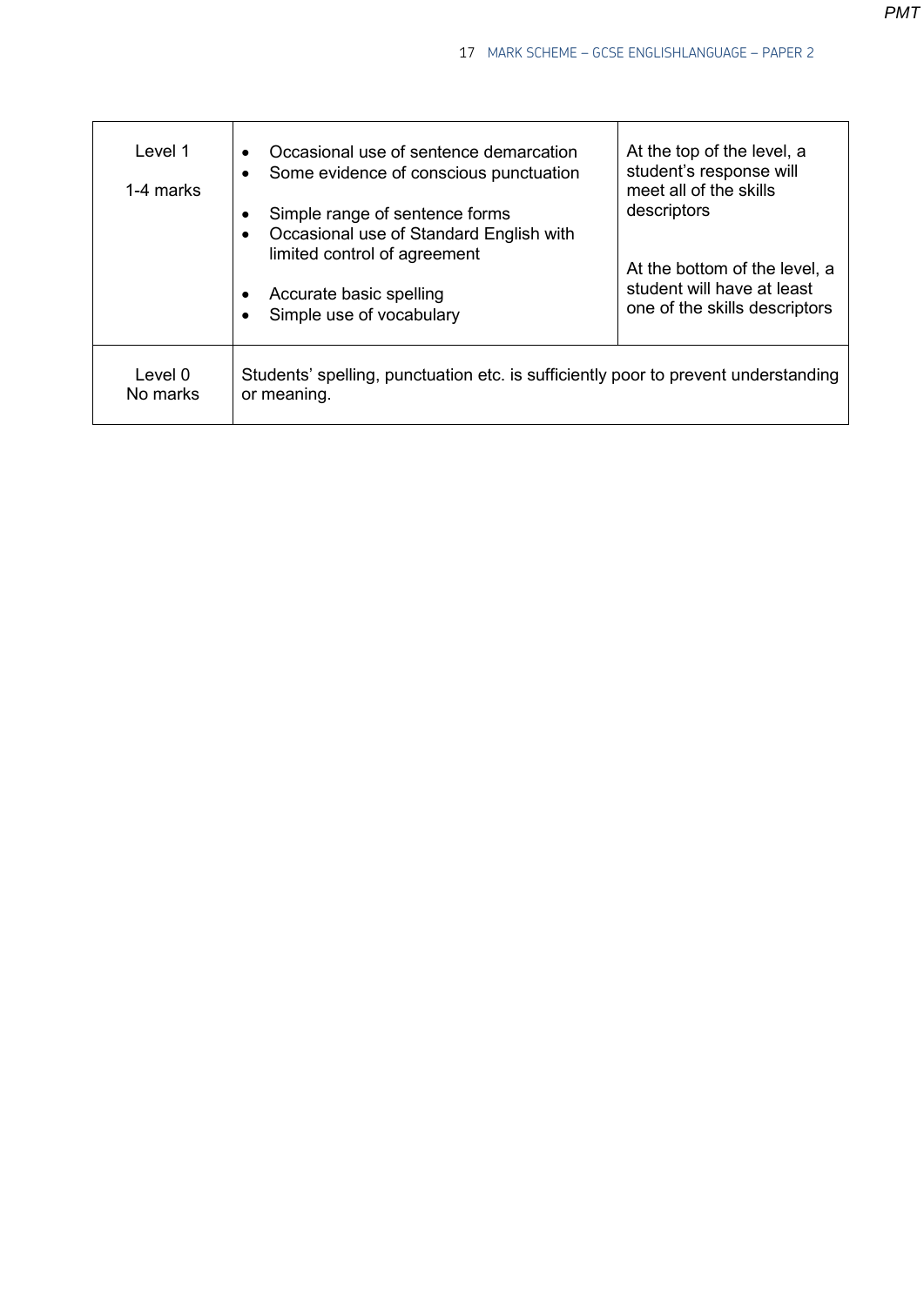| | | |
|---|---|---|
| Level 1<br><br>1-4 marks | • Occasional use of sentence demarcation<br>• Some evidence of conscious punctuation<br><br>• Simple range of sentence forms<br>• Occasional use of Standard English with limited control of agreement<br><br>• Accurate basic spelling<br>• Simple use of vocabulary | At the top of the level, a student's response will meet all of the skills descriptors<br><br>At the bottom of the level, a student will have at least one of the skills descriptors |
| Level 0<br>No marks | Students' spelling, punctuation etc. is sufficiently poor to prevent understanding or meaning. | |